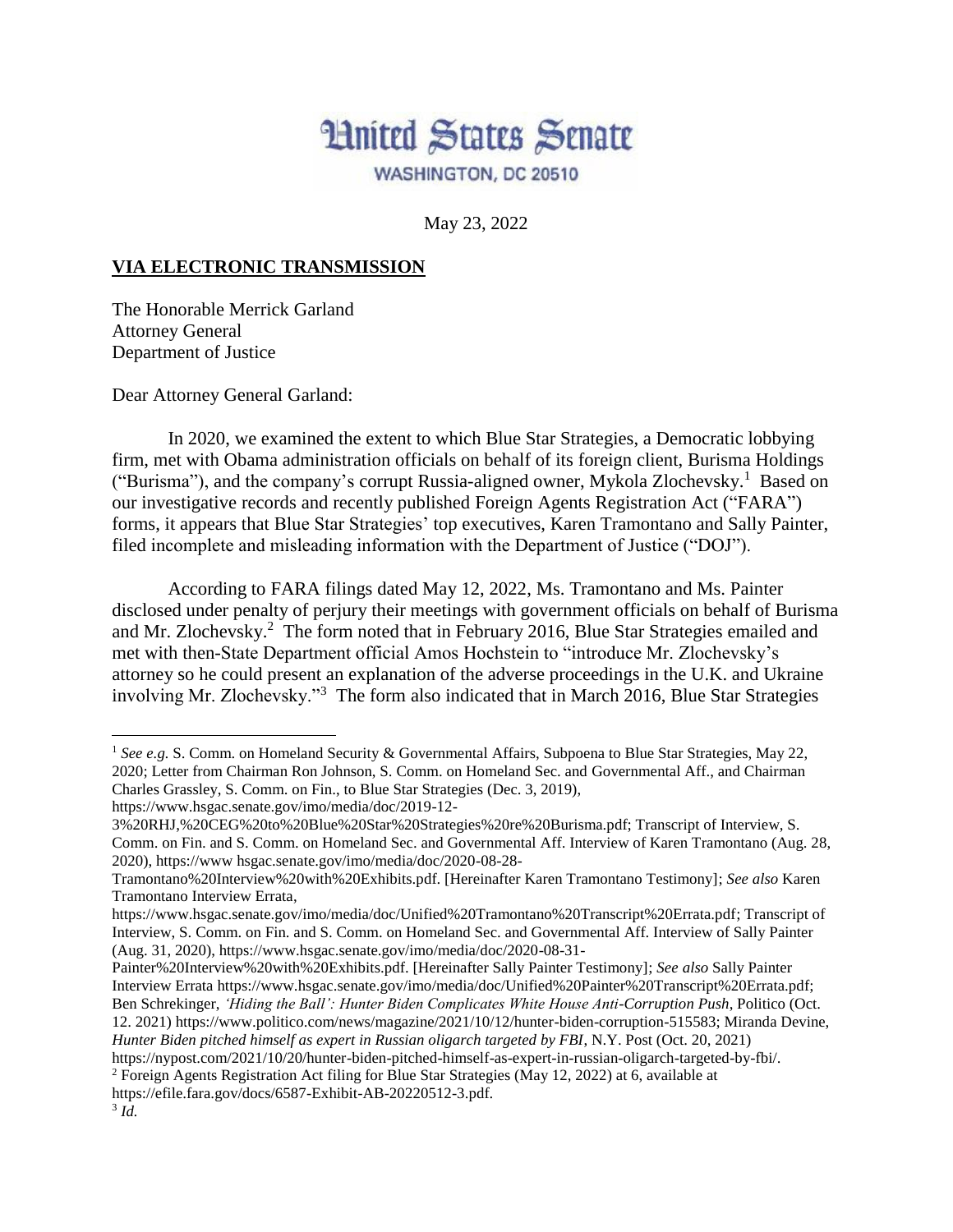# United States Senate

WASHINGTON, DC 20510

May 23, 2022

**VIA ELECTRONIC TRANSMISSION**

The Honorable Merrick Garland
Attorney General
Department of Justice

Dear Attorney General Garland:

In 2020, we examined the extent to which Blue Star Strategies, a Democratic lobbying firm, met with Obama administration officials on behalf of its foreign client, Burisma Holdings ("Burisma"), and the company's corrupt Russia-aligned owner, Mykola Zlochevsky.[1] Based on our investigative records and recently published Foreign Agents Registration Act ("FARA") forms, it appears that Blue Star Strategies' top executives, Karen Tramontano and Sally Painter, filed incomplete and misleading information with the Department of Justice ("DOJ").

According to FARA filings dated May 12, 2022, Ms. Tramontano and Ms. Painter disclosed under penalty of perjury their meetings with government officials on behalf of Burisma and Mr. Zlochevsky.[2] The form noted that in February 2016, Blue Star Strategies emailed and met with then-State Department official Amos Hochstein to "introduce Mr. Zlochevsky's attorney so he could present an explanation of the adverse proceedings in the U.K. and Ukraine involving Mr. Zlochevsky."[3] The form also indicated that in March 2016, Blue Star Strategies

---

[1] *See e.g.* S. Comm. on Homeland Security & Governmental Affairs, Subpoena to Blue Star Strategies, May 22, 2020; Letter from Chairman Ron Johnson, S. Comm. on Homeland Sec. and Governmental Aff., and Chairman Charles Grassley, S. Comm. on Fin., to Blue Star Strategies (Dec. 3, 2019), https://www.hsgac.senate.gov/imo/media/doc/2019-12-3%20RHJ,%20CEG%20to%20Blue%20Star%20Strategies%20re%20Burisma.pdf; Transcript of Interview, S. Comm. on Fin. and S. Comm. on Homeland Sec. and Governmental Aff. Interview of Karen Tramontano (Aug. 28, 2020), https://www hsgac.senate.gov/imo/media/doc/2020-08-28-Tramontano%20Interview%20with%20Exhibits.pdf. [Hereinafter Karen Tramontano Testimony]; *See also* Karen Tramontano Interview Errata, https://www.hsgac.senate.gov/imo/media/doc/Unified%20Tramontano%20Transcript%20Errata.pdf; Transcript of Interview, S. Comm. on Fin. and S. Comm. on Homeland Sec. and Governmental Aff. Interview of Sally Painter (Aug. 31, 2020), https://www.hsgac.senate.gov/imo/media/doc/2020-08-31-Painter%20Interview%20with%20Exhibits.pdf. [Hereinafter Sally Painter Testimony]; *See also* Sally Painter Interview Errata https://www.hsgac.senate.gov/imo/media/doc/Unified%20Painter%20Transcript%20Errata.pdf; Ben Schrekinger, *'Hiding the Ball': Hunter Biden Complicates White House Anti-Corruption Push*, Politico (Oct. 12. 2021) https://www.politico.com/news/magazine/2021/10/12/hunter-biden-corruption-515583; Miranda Devine, *Hunter Biden pitched himself as expert in Russian oligarch targeted by FBI*, N.Y. Post (Oct. 20, 2021) https://nypost.com/2021/10/20/hunter-biden-pitched-himself-as-expert-in-russian-oligarch-targeted-by-fbi/.

[2] Foreign Agents Registration Act filing for Blue Star Strategies (May 12, 2022) at 6, available at https://efile.fara.gov/docs/6587-Exhibit-AB-20220512-3.pdf.

[3] *Id.*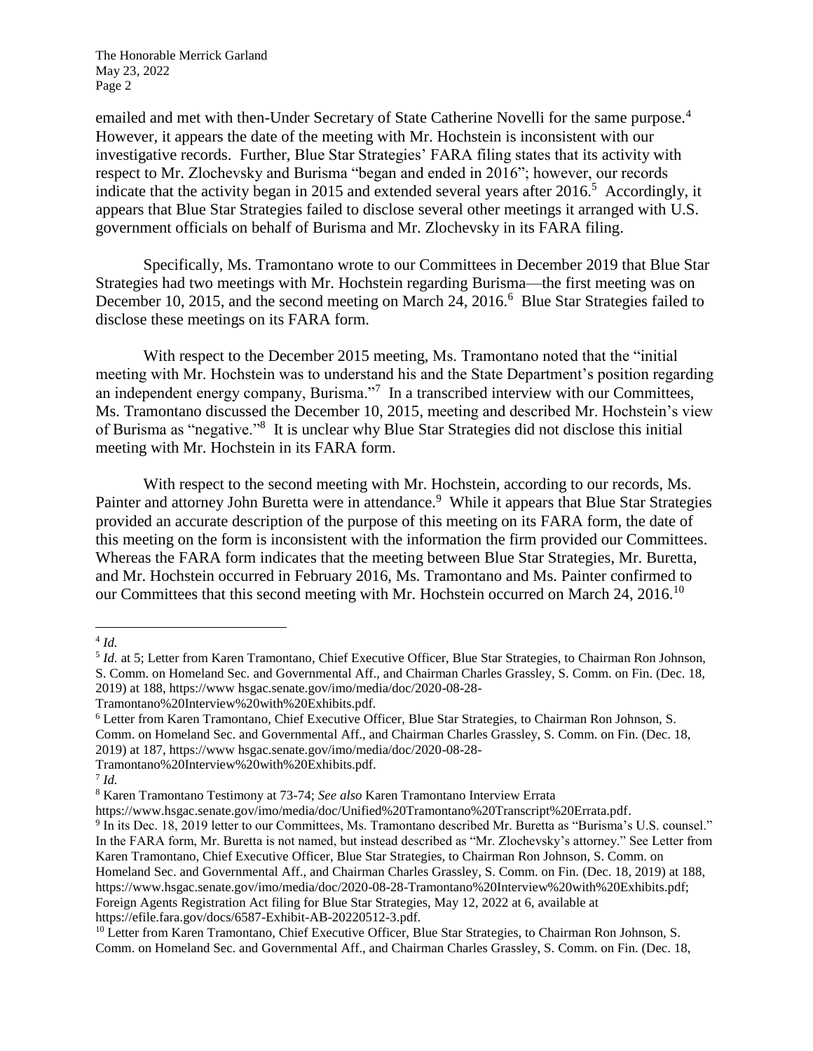emailed and met with then-Under Secretary of State Catherine Novelli for the same purpose.[4] However, it appears the date of the meeting with Mr. Hochstein is inconsistent with our investigative records. Further, Blue Star Strategies' FARA filing states that its activity with respect to Mr. Zlochevsky and Burisma "began and ended in 2016"; however, our records indicate that the activity began in 2015 and extended several years after 2016.[5] Accordingly, it appears that Blue Star Strategies failed to disclose several other meetings it arranged with U.S. government officials on behalf of Burisma and Mr. Zlochevsky in its FARA filing.

Specifically, Ms. Tramontano wrote to our Committees in December 2019 that Blue Star Strategies had two meetings with Mr. Hochstein regarding Burisma—the first meeting was on December 10, 2015, and the second meeting on March 24, 2016.[6] Blue Star Strategies failed to disclose these meetings on its FARA form.

With respect to the December 2015 meeting, Ms. Tramontano noted that the "initial meeting with Mr. Hochstein was to understand his and the State Department's position regarding an independent energy company, Burisma."[7] In a transcribed interview with our Committees, Ms. Tramontano discussed the December 10, 2015, meeting and described Mr. Hochstein's view of Burisma as "negative."[8] It is unclear why Blue Star Strategies did not disclose this initial meeting with Mr. Hochstein in its FARA form.

With respect to the second meeting with Mr. Hochstein, according to our records, Ms. Painter and attorney John Buretta were in attendance.[9] While it appears that Blue Star Strategies provided an accurate description of the purpose of this meeting on its FARA form, the date of this meeting on the form is inconsistent with the information the firm provided our Committees. Whereas the FARA form indicates that the meeting between Blue Star Strategies, Mr. Buretta, and Mr. Hochstein occurred in February 2016, Ms. Tramontano and Ms. Painter confirmed to our Committees that this second meeting with Mr. Hochstein occurred on March 24, 2016.[10]

---

[4] *Id.*

[5] *Id.* at 5; Letter from Karen Tramontano, Chief Executive Officer, Blue Star Strategies, to Chairman Ron Johnson, S. Comm. on Homeland Sec. and Governmental Aff., and Chairman Charles Grassley, S. Comm. on Fin. (Dec. 18, 2019) at 188, https://www hsgac.senate.gov/imo/media/doc/2020-08-28-Tramontano%20Interview%20with%20Exhibits.pdf.

[6] Letter from Karen Tramontano, Chief Executive Officer, Blue Star Strategies, to Chairman Ron Johnson, S. Comm. on Homeland Sec. and Governmental Aff., and Chairman Charles Grassley, S. Comm. on Fin. (Dec. 18, 2019) at 187, https://www hsgac.senate.gov/imo/media/doc/2020-08-28-Tramontano%20Interview%20with%20Exhibits.pdf.

[7] *Id.*

[8] Karen Tramontano Testimony at 73-74; *See also* Karen Tramontano Interview Errata https://www.hsgac.senate.gov/imo/media/doc/Unified%20Tramontano%20Transcript%20Errata.pdf.

[9] In its Dec. 18, 2019 letter to our Committees, Ms. Tramontano described Mr. Buretta as "Burisma's U.S. counsel." In the FARA form, Mr. Buretta is not named, but instead described as "Mr. Zlochevsky's attorney." See Letter from Karen Tramontano, Chief Executive Officer, Blue Star Strategies, to Chairman Ron Johnson, S. Comm. on Homeland Sec. and Governmental Aff., and Chairman Charles Grassley, S. Comm. on Fin. (Dec. 18, 2019) at 188, https://www.hsgac.senate.gov/imo/media/doc/2020-08-28-Tramontano%20Interview%20with%20Exhibits.pdf; Foreign Agents Registration Act filing for Blue Star Strategies, May 12, 2022 at 6, available at https://efile.fara.gov/docs/6587-Exhibit-AB-20220512-3.pdf.

[10] Letter from Karen Tramontano, Chief Executive Officer, Blue Star Strategies, to Chairman Ron Johnson, S. Comm. on Homeland Sec. and Governmental Aff., and Chairman Charles Grassley, S. Comm. on Fin. (Dec. 18,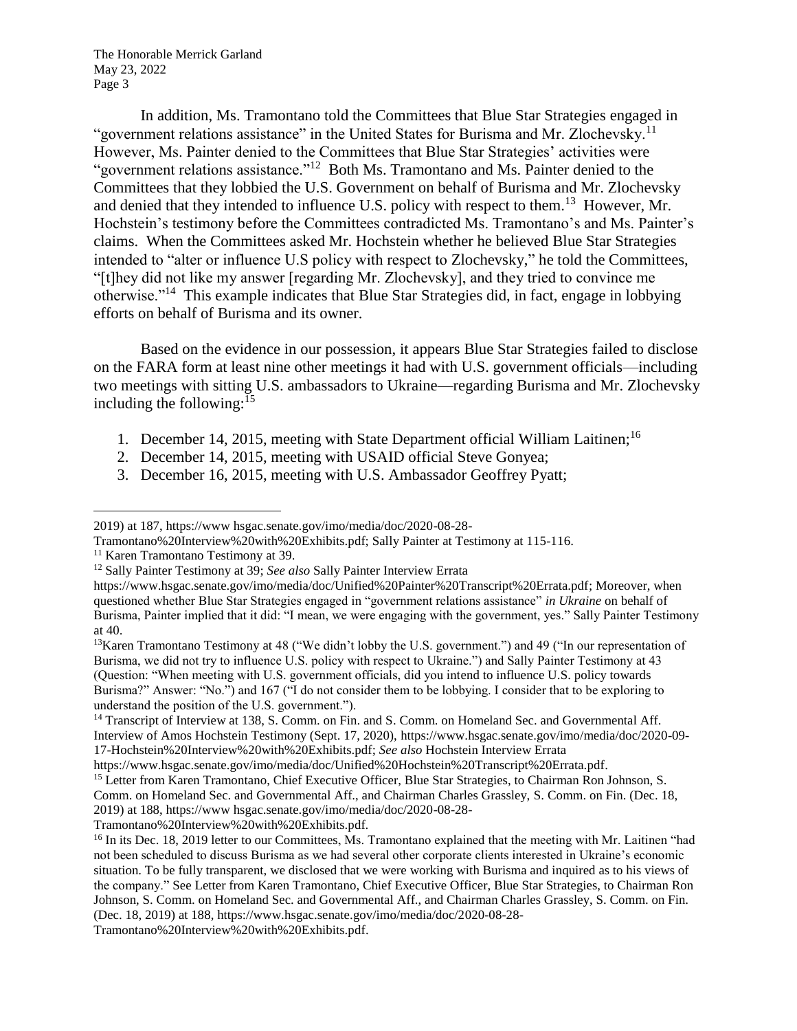In addition, Ms. Tramontano told the Committees that Blue Star Strategies engaged in "government relations assistance" in the United States for Burisma and Mr. Zlochevsky.[11] However, Ms. Painter denied to the Committees that Blue Star Strategies' activities were "government relations assistance."[12] Both Ms. Tramontano and Ms. Painter denied to the Committees that they lobbied the U.S. Government on behalf of Burisma and Mr. Zlochevsky and denied that they intended to influence U.S. policy with respect to them.[13] However, Mr. Hochstein's testimony before the Committees contradicted Ms. Tramontano's and Ms. Painter's claims. When the Committees asked Mr. Hochstein whether he believed Blue Star Strategies intended to "alter or influence U.S policy with respect to Zlochevsky," he told the Committees, "[t]hey did not like my answer [regarding Mr. Zlochevsky], and they tried to convince me otherwise."[14] This example indicates that Blue Star Strategies did, in fact, engage in lobbying efforts on behalf of Burisma and its owner.

Based on the evidence in our possession, it appears Blue Star Strategies failed to disclose on the FARA form at least nine other meetings it had with U.S. government officials—including two meetings with sitting U.S. ambassadors to Ukraine—regarding Burisma and Mr. Zlochevsky including the following:[15]

1. December 14, 2015, meeting with State Department official William Laitinen;[16]
2. December 14, 2015, meeting with USAID official Steve Gonyea;
3. December 16, 2015, meeting with U.S. Ambassador Geoffrey Pyatt;

---

2019) at 187, https://www hsgac.senate.gov/imo/media/doc/2020-08-28-Tramontano%20Interview%20with%20Exhibits.pdf; Sally Painter at Testimony at 115-116.

[11] Karen Tramontano Testimony at 39.

[12] Sally Painter Testimony at 39; *See also* Sally Painter Interview Errata https://www.hsgac.senate.gov/imo/media/doc/Unified%20Painter%20Transcript%20Errata.pdf; Moreover, when questioned whether Blue Star Strategies engaged in "government relations assistance" *in Ukraine* on behalf of Burisma, Painter implied that it did: "I mean, we were engaging with the government, yes." Sally Painter Testimony at 40.

[13] Karen Tramontano Testimony at 48 ("We didn't lobby the U.S. government.") and 49 ("In our representation of Burisma, we did not try to influence U.S. policy with respect to Ukraine.") and Sally Painter Testimony at 43 (Question: "When meeting with U.S. government officials, did you intend to influence U.S. policy towards Burisma?" Answer: "No.") and 167 ("I do not consider them to be lobbying. I consider that to be exploring to understand the position of the U.S. government.").

[14] Transcript of Interview at 138, S. Comm. on Fin. and S. Comm. on Homeland Sec. and Governmental Aff. Interview of Amos Hochstein Testimony (Sept. 17, 2020), https://www.hsgac.senate.gov/imo/media/doc/2020-09-17-Hochstein%20Interview%20with%20Exhibits.pdf; *See also* Hochstein Interview Errata https://www.hsgac.senate.gov/imo/media/doc/Unified%20Hochstein%20Transcript%20Errata.pdf.

[15] Letter from Karen Tramontano, Chief Executive Officer, Blue Star Strategies, to Chairman Ron Johnson, S. Comm. on Homeland Sec. and Governmental Aff., and Chairman Charles Grassley, S. Comm. on Fin. (Dec. 18, 2019) at 188, https://www hsgac.senate.gov/imo/media/doc/2020-08-28-Tramontano%20Interview%20with%20Exhibits.pdf.

[16] In its Dec. 18, 2019 letter to our Committees, Ms. Tramontano explained that the meeting with Mr. Laitinen "had not been scheduled to discuss Burisma as we had several other corporate clients interested in Ukraine's economic situation. To be fully transparent, we disclosed that we were working with Burisma and inquired as to his views of the company." See Letter from Karen Tramontano, Chief Executive Officer, Blue Star Strategies, to Chairman Ron Johnson, S. Comm. on Homeland Sec. and Governmental Aff., and Chairman Charles Grassley, S. Comm. on Fin. (Dec. 18, 2019) at 188, https://www.hsgac.senate.gov/imo/media/doc/2020-08-28-Tramontano%20Interview%20with%20Exhibits.pdf.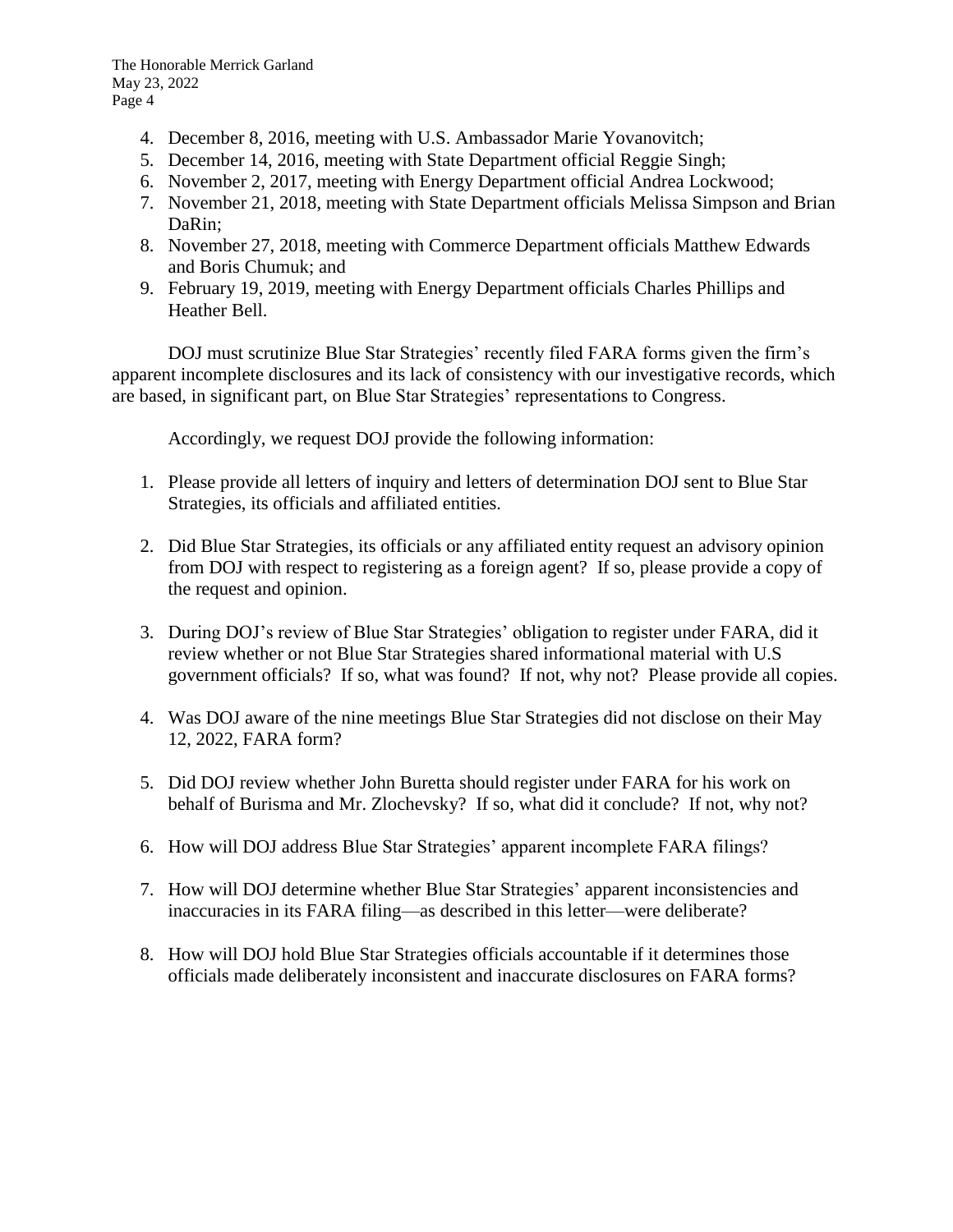4. December 8, 2016, meeting with U.S. Ambassador Marie Yovanovitch;
5. December 14, 2016, meeting with State Department official Reggie Singh;
6. November 2, 2017, meeting with Energy Department official Andrea Lockwood;
7. November 21, 2018, meeting with State Department officials Melissa Simpson and Brian DaRin;
8. November 27, 2018, meeting with Commerce Department officials Matthew Edwards and Boris Chumuk; and
9. February 19, 2019, meeting with Energy Department officials Charles Phillips and Heather Bell.

DOJ must scrutinize Blue Star Strategies' recently filed FARA forms given the firm's apparent incomplete disclosures and its lack of consistency with our investigative records, which are based, in significant part, on Blue Star Strategies' representations to Congress.

Accordingly, we request DOJ provide the following information:

1. Please provide all letters of inquiry and letters of determination DOJ sent to Blue Star Strategies, its officials and affiliated entities.

2. Did Blue Star Strategies, its officials or any affiliated entity request an advisory opinion from DOJ with respect to registering as a foreign agent? If so, please provide a copy of the request and opinion.

3. During DOJ's review of Blue Star Strategies' obligation to register under FARA, did it review whether or not Blue Star Strategies shared informational material with U.S government officials? If so, what was found? If not, why not? Please provide all copies.

4. Was DOJ aware of the nine meetings Blue Star Strategies did not disclose on their May 12, 2022, FARA form?

5. Did DOJ review whether John Buretta should register under FARA for his work on behalf of Burisma and Mr. Zlochevsky? If so, what did it conclude? If not, why not?

6. How will DOJ address Blue Star Strategies' apparent incomplete FARA filings?

7. How will DOJ determine whether Blue Star Strategies' apparent inconsistencies and inaccuracies in its FARA filing—as described in this letter—were deliberate?

8. How will DOJ hold Blue Star Strategies officials accountable if it determines those officials made deliberately inconsistent and inaccurate disclosures on FARA forms?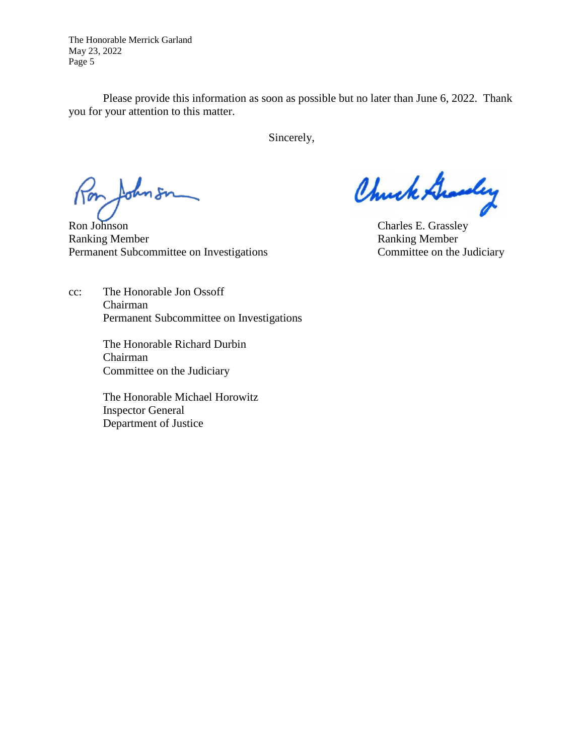Please provide this information as soon as possible but no later than June 6, 2022. Thank you for your attention to this matter.

Sincerely,

Ron Johnson
Ranking Member
Permanent Subcommittee on Investigations

Charles E. Grassley
Ranking Member
Committee on the Judiciary

cc: The Honorable Jon Ossoff
Chairman
Permanent Subcommittee on Investigations

The Honorable Richard Durbin
Chairman
Committee on the Judiciary

The Honorable Michael Horowitz
Inspector General
Department of Justice